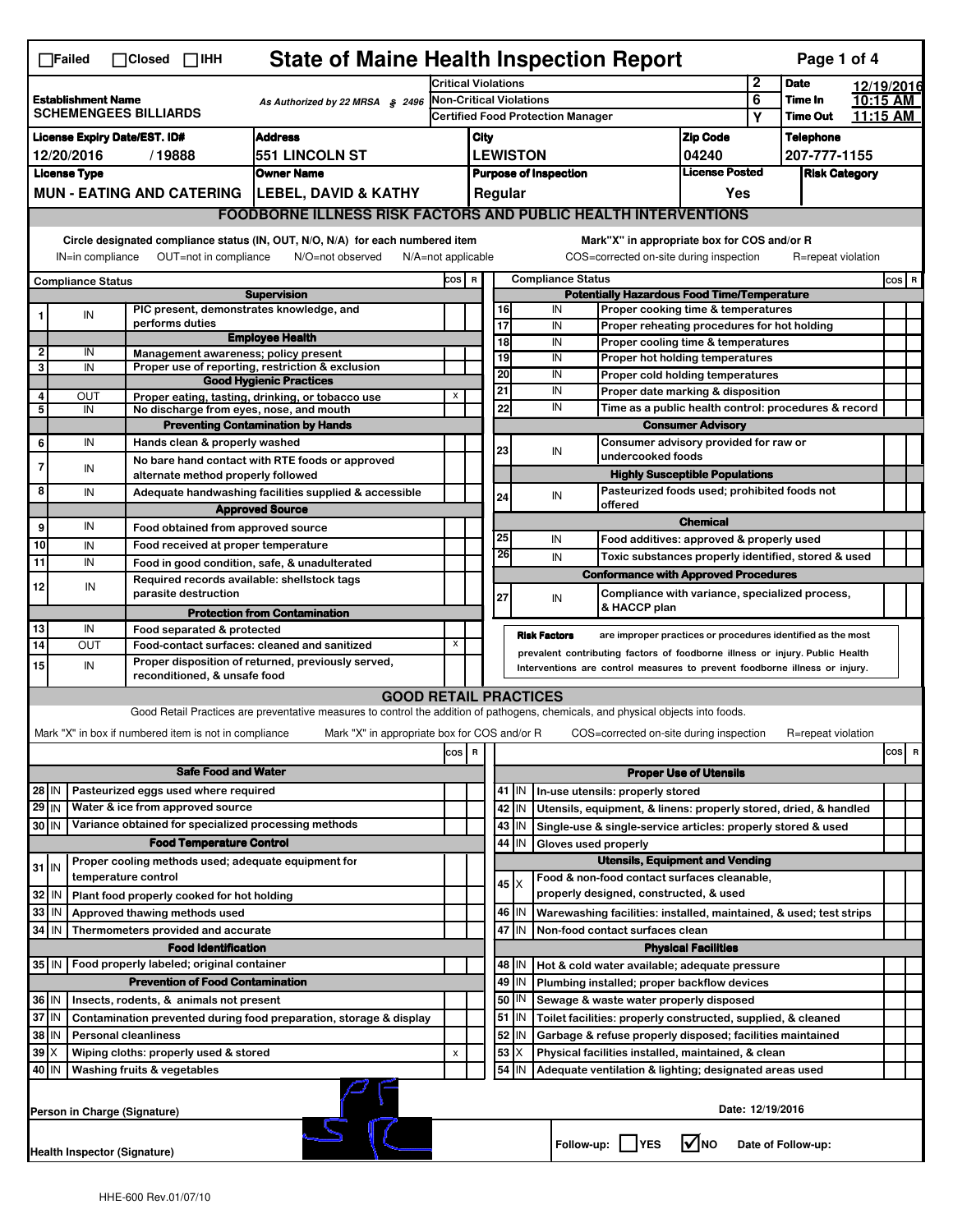☐Failed ☐Closed ☐IHH

# State of Maine Health Inspection Report

| Establishment Name | As Authorized by 22 MRSA § 2496 | Critical Violations | 2 | Date | 12/19/2016 |
|---|---|---|---|---|---|
| SCHEMENGEES BILLIARDS | | Non-Critical Violations | 6 | Time In | 10:15 AM |
| | | Certified Food Protection Manager | Y | Time Out | 11:15 AM |

| License Expiry Date/EST. ID# | Address | City | Zip Code | Telephone |
|---|---|---|---|---|
| 12/20/2016 / 19888 | 551 LINCOLN ST | LEWISTON | 04240 | 207-777-1155 |

| License Type | Owner Name | Purpose of Inspection | License Posted | Risk Category |
|---|---|---|---|---|
| MUN - EATING AND CATERING | LEBEL, DAVID & KATHY | Regular | Yes | |

## FOODBORNE ILLNESS RISK FACTORS AND PUBLIC HEALTH INTERVENTIONS

Circle designated compliance status (IN, OUT, N/O, N/A) for each numbered item
IN=in compliance OUT=not in compliance N/O=not observed N/A=not applicable

Mark"X" in appropriate box for COS and/or R
COS=corrected on-site during inspection R=repeat violation

| # | Compliance Status | Item | COS | R |
|---|---|---|---|---|
| | | **Supervision** | | |
| 1 | IN | PIC present, demonstrates knowledge, and performs duties | | |
| | | **Employee Health** | | |
| 2 | IN | Management awareness; policy present | | |
| 3 | IN | Proper use of reporting, restriction & exclusion | | |
| | | **Good Hygienic Practices** | | |
| 4 | OUT | Proper eating, tasting, drinking, or tobacco use | X | |
| 5 | IN | No discharge from eyes, nose, and mouth | | |
| | | **Preventing Contamination by Hands** | | |
| 6 | IN | Hands clean & properly washed | | |
| 7 | IN | No bare hand contact with RTE foods or approved alternate method properly followed | | |
| 8 | IN | Adequate handwashing facilities supplied & accessible | | |
| | | **Approved Source** | | |
| 9 | IN | Food obtained from approved source | | |
| 10 | IN | Food received at proper temperature | | |
| 11 | IN | Food in good condition, safe, & unadulterated | | |
| 12 | IN | Required records available: shellstock tags parasite destruction | | |
| | | **Protection from Contamination** | | |
| 13 | IN | Food separated & protected | | |
| 14 | OUT | Food-contact surfaces: cleaned and sanitized | X | |
| 15 | IN | Proper disposition of returned, previously served, reconditioned, & unsafe food | | |
| | | **Potentially Hazardous Food Time/Temperature** | | |
| 16 | IN | Proper cooking time & temperatures | | |
| 17 | IN | Proper reheating procedures for hot holding | | |
| 18 | IN | Proper cooling time & temperatures | | |
| 19 | IN | Proper hot holding temperatures | | |
| 20 | IN | Proper cold holding temperatures | | |
| 21 | IN | Proper date marking & disposition | | |
| 22 | IN | Time as a public health control: procedures & record | | |
| | | **Consumer Advisory** | | |
| 23 | IN | Consumer advisory provided for raw or undercooked foods | | |
| | | **Highly Susceptible Populations** | | |
| 24 | IN | Pasteurized foods used; prohibited foods not offered | | |
| | | **Chemical** | | |
| 25 | IN | Food additives: approved & properly used | | |
| 26 | IN | Toxic substances properly identified, stored & used | | |
| | | **Conformance with Approved Procedures** | | |
| 27 | IN | Compliance with variance, specialized process, & HACCP plan | | |

**Risk Factors** are improper practices or procedures identified as the most prevalent contributing factors of foodborne illness or injury. Public Health Interventions are control measures to prevent foodborne illness or injury.

## GOOD RETAIL PRACTICES

Good Retail Practices are preventative measures to control the addition of pathogens, chemicals, and physical objects into foods.

Mark "X" in box if numbered item is not in compliance Mark "X" in appropriate box for COS and/or R COS=corrected on-site during inspection R=repeat violation

| # | Status | Item | COS | R |
|---|---|---|---|---|
| | | **Safe Food and Water** | | |
| 28 | IN | Pasteurized eggs used where required | | |
| 29 | IN | Water & ice from approved source | | |
| 30 | IN | Variance obtained for specialized processing methods | | |
| | | **Food Temperature Control** | | |
| 31 | IN | Proper cooling methods used; adequate equipment for temperature control | | |
| 32 | IN | Plant food properly cooked for hot holding | | |
| 33 | IN | Approved thawing methods used | | |
| 34 | IN | Thermometers provided and accurate | | |
| | | **Food Identification** | | |
| 35 | IN | Food properly labeled; original container | | |
| | | **Prevention of Food Contamination** | | |
| 36 | IN | Insects, rodents, & animals not present | | |
| 37 | IN | Contamination prevented during food preparation, storage & display | | |
| 38 | IN | Personal cleanliness | | |
| 39 | X | Wiping cloths: properly used & stored | X | |
| 40 | IN | Washing fruits & vegetables | | |
| | | **Proper Use of Utensils** | | |
| 41 | IN | In-use utensils: properly stored | | |
| 42 | IN | Utensils, equipment, & linens: properly stored, dried, & handled | | |
| 43 | IN | Single-use & single-service articles: properly stored & used | | |
| 44 | IN | Gloves used properly | | |
| | | **Utensils, Equipment and Vending** | | |
| 45 | X | Food & non-food contact surfaces cleanable, properly designed, constructed, & used | | |
| 46 | IN | Warewashing facilities: installed, maintained, & used; test strips | | |
| 47 | IN | Non-food contact surfaces clean | | |
| | | **Physical Facilities** | | |
| 48 | IN | Hot & cold water available; adequate pressure | | |
| 49 | IN | Plumbing installed; proper backflow devices | | |
| 50 | IN | Sewage & waste water properly disposed | | |
| 51 | IN | Toilet facilities: properly constructed, supplied, & cleaned | | |
| 52 | IN | Garbage & refuse properly disposed; facilities maintained | | |
| 53 | X | Physical facilities installed, maintained, & clean | | |
| 54 | IN | Adequate ventilation & lighting; designated areas used | | |

Person in Charge (Signature)

Date: 12/19/2016

Health Inspector (Signature)

Follow-up: ☐YES ☑NO Date of Follow-up:

HHE-600 Rev.01/07/10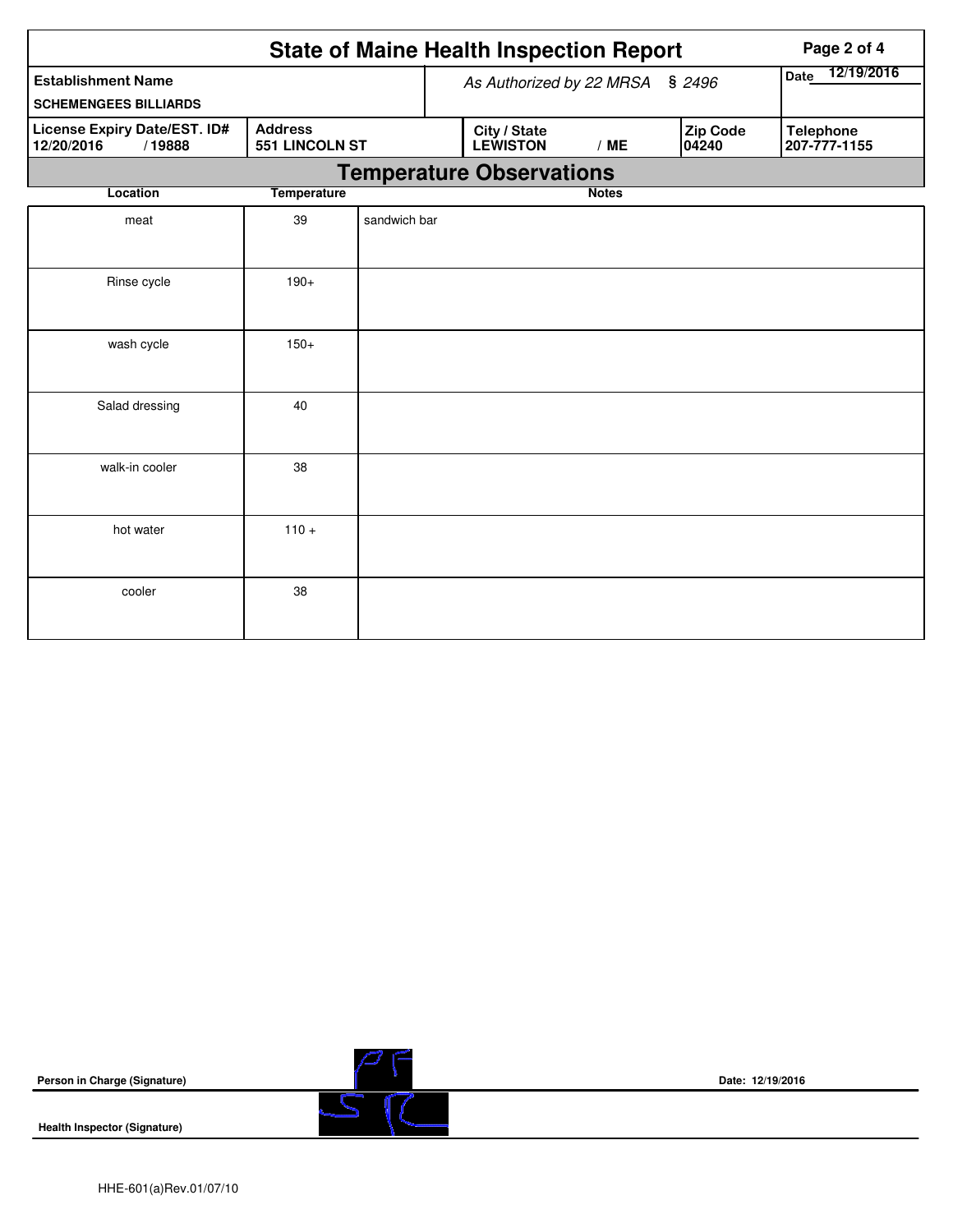# State of Maine Health Inspection Report

| Establishment Name | As Authorized by 22 MRSA § 2496 | | | Date 12/19/2016 |
|---|---|---|---|---|
| SCHEMENGEES BILLIARDS | | | | |
| License Expiry Date/EST. ID# | Address | City / State | Zip Code | Telephone |
| 12/20/2016 / 19888 | 551 LINCOLN ST | LEWISTON / ME | 04240 | 207-777-1155 |

## Temperature Observations

| Location | Temperature | Notes |
|---|---|---|
| meat | 39 | sandwich bar |
| Rinse cycle | 190+ | |
| wash cycle | 150+ | |
| Salad dressing | 40 | |
| walk-in cooler | 38 | |
| hot water | 110 + | |
| cooler | 38 | |

**Person in Charge (Signature)** Date: 12/19/2016

**Health Inspector (Signature)**

HHE-601(a)Rev.01/07/10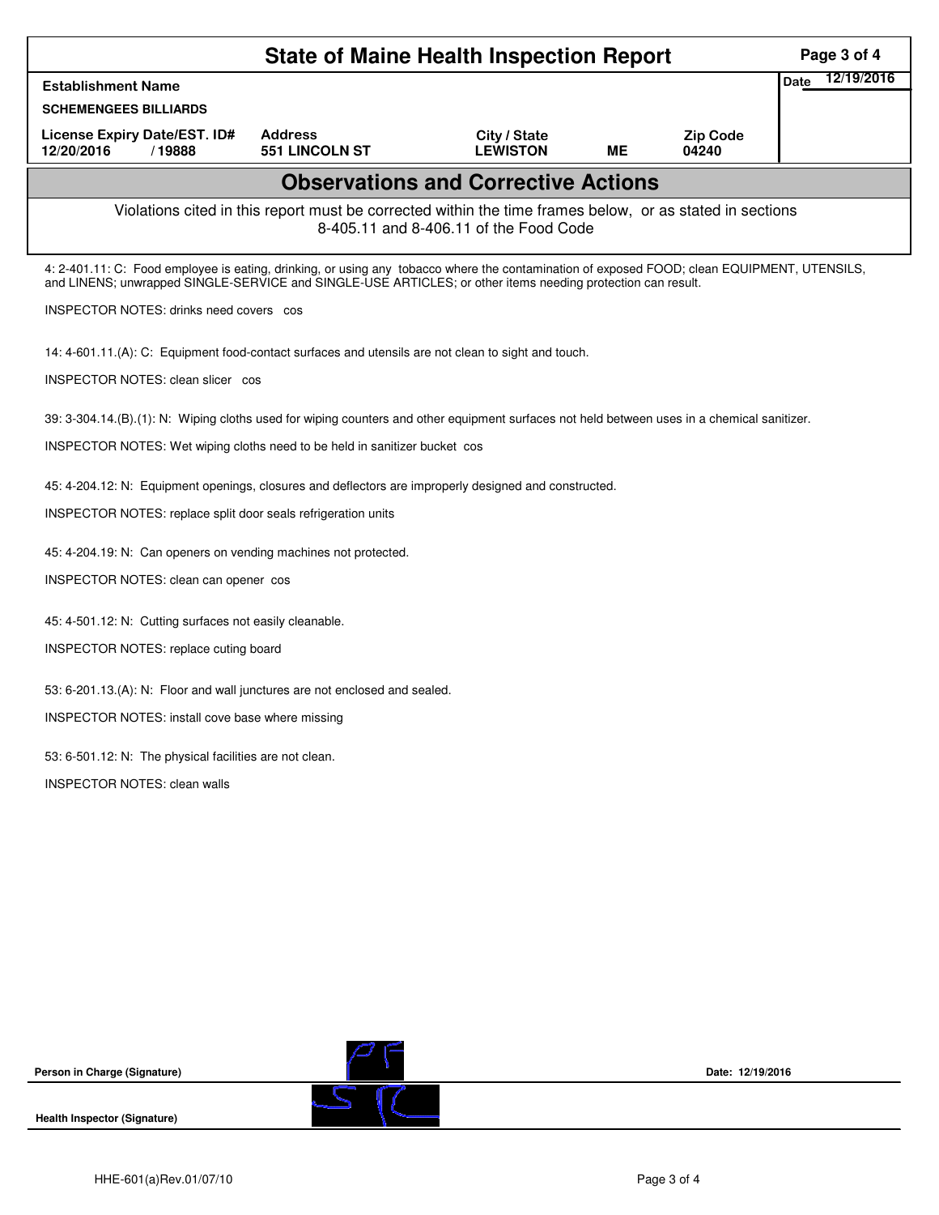# State of Maine Health Inspection Report

| Establishment Name | | | | | Date 12/19/2016 |
|---|---|---|---|---|---|
| SCHEMENGEES BILLIARDS | | | | | |
| License Expiry Date/EST. ID# | Address | City / State | | Zip Code | |
| 12/20/2016 / 19888 | 551 LINCOLN ST | LEWISTON | ME | 04240 | |

## Observations and Corrective Actions

Violations cited in this report must be corrected within the time frames below, or as stated in sections 8-405.11 and 8-406.11 of the Food Code

4: 2-401.11: C: Food employee is eating, drinking, or using any tobacco where the contamination of exposed FOOD; clean EQUIPMENT, UTENSILS, and LINENS; unwrapped SINGLE-SERVICE and SINGLE-USE ARTICLES; or other items needing protection can result.

INSPECTOR NOTES: drinks need covers cos

14: 4-601.11.(A): C: Equipment food-contact surfaces and utensils are not clean to sight and touch.

INSPECTOR NOTES: clean slicer cos

39: 3-304.14.(B).(1): N: Wiping cloths used for wiping counters and other equipment surfaces not held between uses in a chemical sanitizer.

INSPECTOR NOTES: Wet wiping cloths need to be held in sanitizer bucket cos

45: 4-204.12: N: Equipment openings, closures and deflectors are improperly designed and constructed.

INSPECTOR NOTES: replace split door seals refrigeration units

45: 4-204.19: N: Can openers on vending machines not protected.

INSPECTOR NOTES: clean can opener cos

45: 4-501.12: N: Cutting surfaces not easily cleanable.

INSPECTOR NOTES: replace cuting board

53: 6-201.13.(A): N: Floor and wall junctures are not enclosed and sealed.

INSPECTOR NOTES: install cove base where missing

53: 6-501.12: N: The physical facilities are not clean.

INSPECTOR NOTES: clean walls

Person in Charge (Signature) Date: 12/19/2016

Health Inspector (Signature)

HHE-601(a)Rev.01/07/10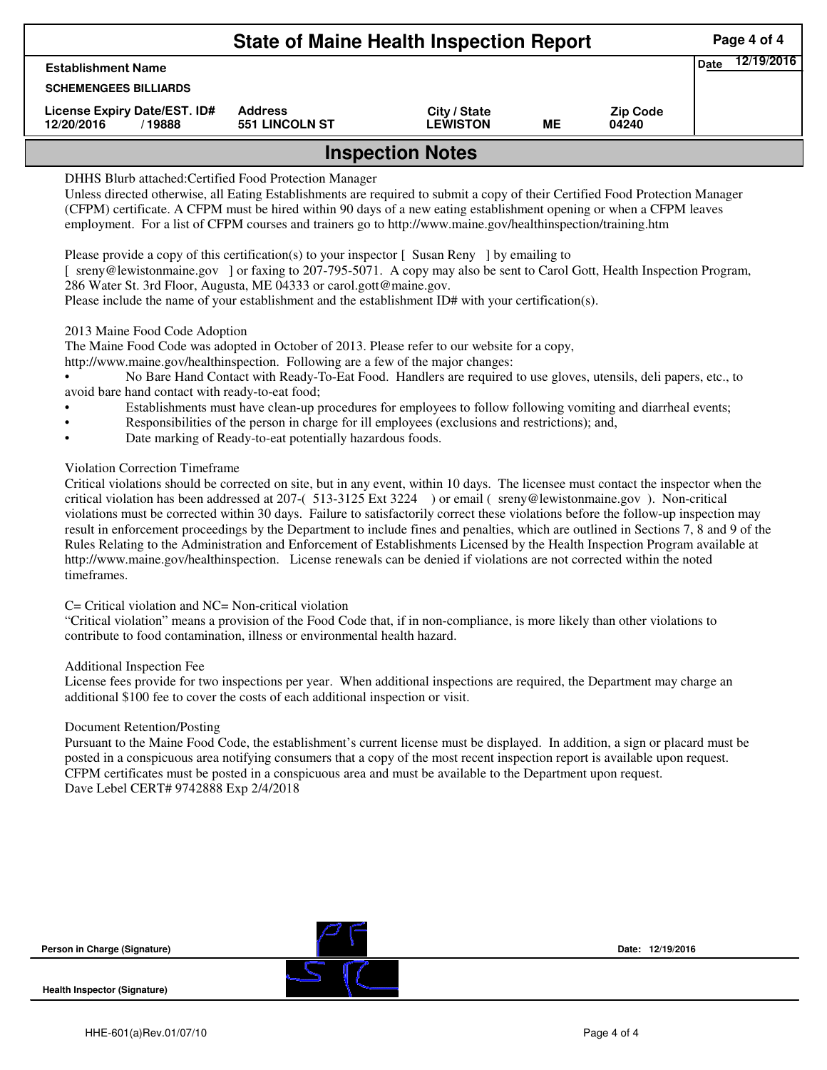# State of Maine Health Inspection Report

| Establishment Name | | | | | Date 12/19/2016 |
|---|---|---|---|---|---|
| SCHEMENGEES BILLIARDS | | | | | |
| License Expiry Date/EST. ID# | Address | City / State | | Zip Code | |
| 12/20/2016 / 19888 | 551 LINCOLN ST | LEWISTON | ME | 04240 | |

## Inspection Notes

DHHS Blurb attached:Certified Food Protection Manager

Unless directed otherwise, all Eating Establishments are required to submit a copy of their Certified Food Protection Manager (CFPM) certificate. A CFPM must be hired within 90 days of a new eating establishment opening or when a CFPM leaves employment. For a list of CFPM courses and trainers go to http://www.maine.gov/healthinspection/training.htm

Please provide a copy of this certification(s) to your inspector [ Susan Reny ] by emailing to [ sreny@lewistonmaine.gov ] or faxing to 207-795-5071. A copy may also be sent to Carol Gott, Health Inspection Program, 286 Water St. 3rd Floor, Augusta, ME 04333 or carol.gott@maine.gov.

Please include the name of your establishment and the establishment ID# with your certification(s).

2013 Maine Food Code Adoption

The Maine Food Code was adopted in October of 2013. Please refer to our website for a copy, http://www.maine.gov/healthinspection. Following are a few of the major changes:

- No Bare Hand Contact with Ready-To-Eat Food. Handlers are required to use gloves, utensils, deli papers, etc., to avoid bare hand contact with ready-to-eat food;
- Establishments must have clean-up procedures for employees to follow following vomiting and diarrheal events;
- Responsibilities of the person in charge for ill employees (exclusions and restrictions); and,
- Date marking of Ready-to-eat potentially hazardous foods.

Violation Correction Timeframe

Critical violations should be corrected on site, but in any event, within 10 days. The licensee must contact the inspector when the critical violation has been addressed at 207-( 513-3125 Ext 3224 ) or email ( sreny@lewistonmaine.gov ). Non-critical violations must be corrected within 30 days. Failure to satisfactorily correct these violations before the follow-up inspection may result in enforcement proceedings by the Department to include fines and penalties, which are outlined in Sections 7, 8 and 9 of the Rules Relating to the Administration and Enforcement of Establishments Licensed by the Health Inspection Program available at http://www.maine.gov/healthinspection. License renewals can be denied if violations are not corrected within the noted timeframes.

C= Critical violation and NC= Non-critical violation

"Critical violation" means a provision of the Food Code that, if in non-compliance, is more likely than other violations to contribute to food contamination, illness or environmental health hazard.

Additional Inspection Fee

License fees provide for two inspections per year. When additional inspections are required, the Department may charge an additional $100 fee to cover the costs of each additional inspection or visit.

Document Retention/Posting

Pursuant to the Maine Food Code, the establishment's current license must be displayed. In addition, a sign or placard must be posted in a conspicuous area notifying consumers that a copy of the most recent inspection report is available upon request. CFPM certificates must be posted in a conspicuous area and must be available to the Department upon request.

Dave Lebel CERT# 9742888 Exp 2/4/2018

Person in Charge (Signature) — Date: 12/19/2016

Health Inspector (Signature)

HHE-601(a)Rev.01/07/10